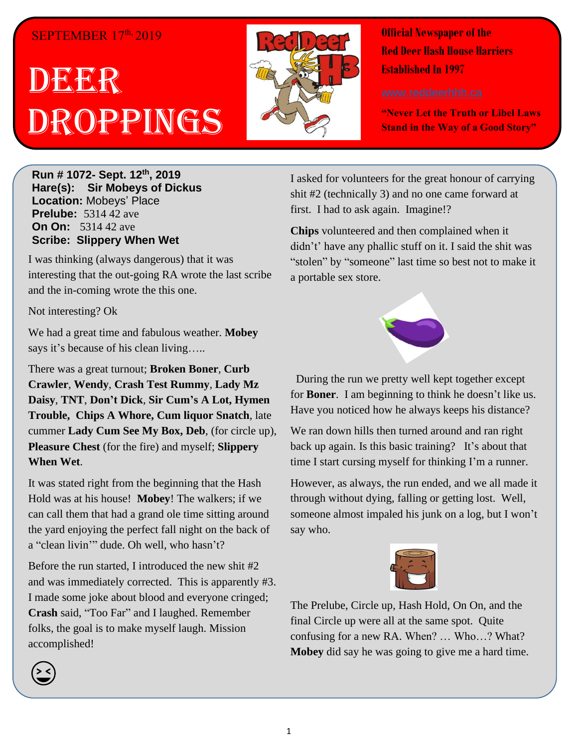SEPTEMBER 17th, 2019

# DEER DROPPINGS

**Official Newspaper of the Red Deer Hash House Harriers Established In 1997**

www.reddeerhhh.ca

**"Never Let the Truth or Libel Laws Stand in the Way of a Good Story"**

**Run # 1072- Sept. 12th, 2019**
**Hare(s): Sir Mobeys of Dickus**
**Location:** Mobeys' Place
**Prelube:** 5314 42 ave
**On On:** 5314 42 ave
**Scribe: Slippery When Wet**

I was thinking (always dangerous) that it was interesting that the out-going RA wrote the last scribe and the in-coming wrote the this one.

Not interesting? Ok

We had a great time and fabulous weather. **Mobey** says it's because of his clean living…..

There was a great turnout; **Broken Boner**, **Curb Crawler**, **Wendy**, **Crash Test Rummy**, **Lady Mz Daisy**, **TNT**, **Don't Dick**, **Sir Cum's A Lot, Hymen Trouble, Chips A Whore, Cum liquor Snatch**, late cummer **Lady Cum See My Box, Deb**, (for circle up), **Pleasure Chest** (for the fire) and myself; **Slippery When Wet**.

It was stated right from the beginning that the Hash Hold was at his house! **Mobey**! The walkers; if we can call them that had a grand ole time sitting around the yard enjoying the perfect fall night on the back of a "clean livin'" dude. Oh well, who hasn't?

Before the run started, I introduced the new shit #2 and was immediately corrected. This is apparently #3. I made some joke about blood and everyone cringed; **Crash** said, "Too Far" and I laughed. Remember folks, the goal is to make myself laugh. Mission accomplished!

I asked for volunteers for the great honour of carrying shit #2 (technically 3) and no one came forward at first. I had to ask again. Imagine!?

**Chips** volunteered and then complained when it didn't' have any phallic stuff on it. I said the shit was "stolen" by "someone" last time so best not to make it a portable sex store.

During the run we pretty well kept together except for **Boner**. I am beginning to think he doesn't like us. Have you noticed how he always keeps his distance?

We ran down hills then turned around and ran right back up again. Is this basic training? It's about that time I start cursing myself for thinking I'm a runner.

However, as always, the run ended, and we all made it through without dying, falling or getting lost. Well, someone almost impaled his junk on a log, but I won't say who.

The Prelube, Circle up, Hash Hold, On On, and the final Circle up were all at the same spot. Quite confusing for a new RA. When? … Who…? What? **Mobey** did say he was going to give me a hard time.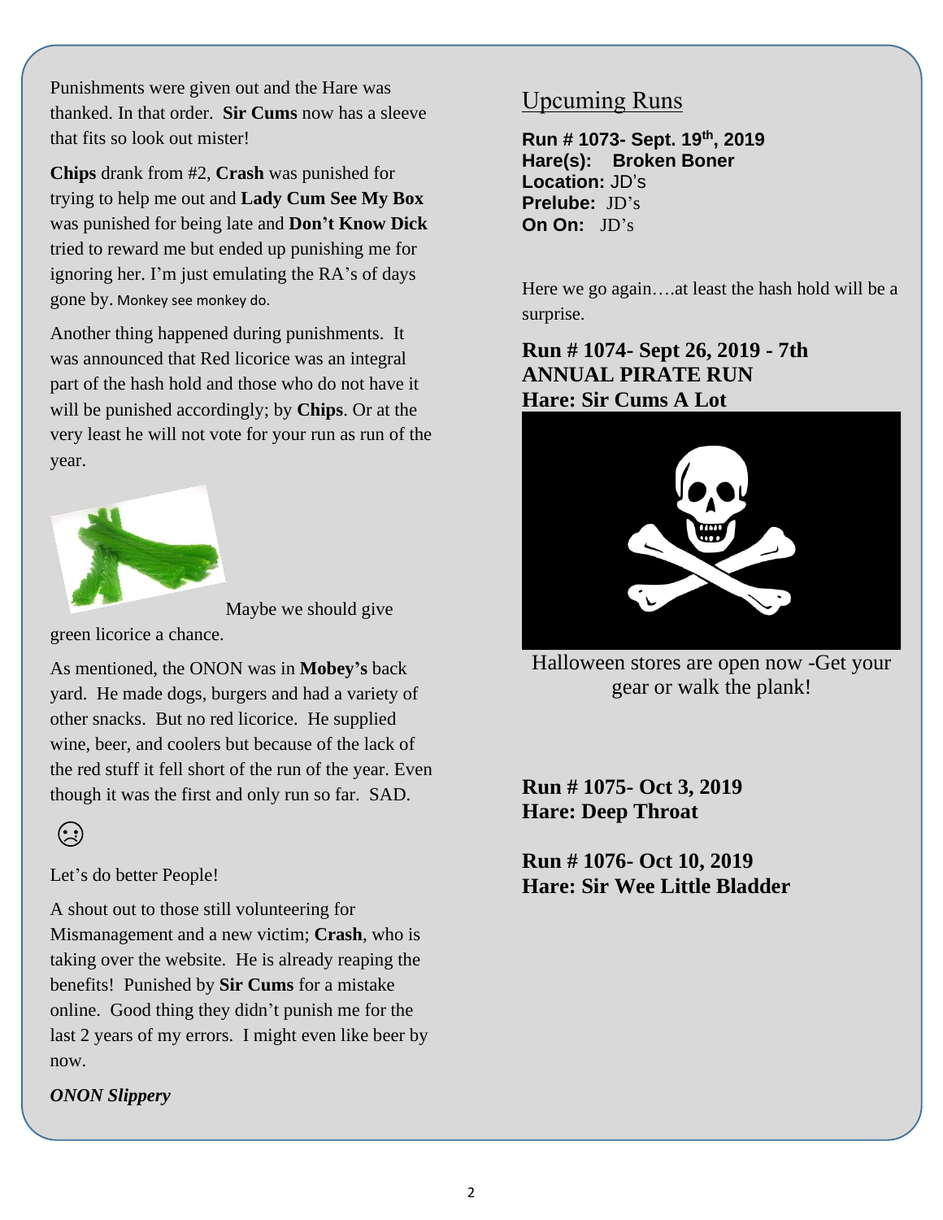Punishments were given out and the Hare was thanked. In that order. **Sir Cums** now has a sleeve that fits so look out mister!

**Chips** drank from #2, **Crash** was punished for trying to help me out and **Lady Cum See My Box** was punished for being late and **Don't Know Dick** tried to reward me but ended up punishing me for ignoring her. I'm just emulating the RA's of days gone by. Monkey see monkey do.

Another thing happened during punishments. It was announced that Red licorice was an integral part of the hash hold and those who do not have it will be punished accordingly; by **Chips**. Or at the very least he will not vote for your run as run of the year.

Maybe we should give green licorice a chance.

As mentioned, the ONON was in **Mobey's** back yard. He made dogs, burgers and had a variety of other snacks. But no red licorice. He supplied wine, beer, and coolers but because of the lack of the red stuff it fell short of the run of the year. Even though it was the first and only run so far. SAD.

☹

Let's do better People!

A shout out to those still volunteering for Mismanagement and a new victim; **Crash**, who is taking over the website. He is already reaping the benefits! Punished by **Sir Cums** for a mistake online. Good thing they didn't punish me for the last 2 years of my errors. I might even like beer by now.

***ONON Slippery***

## Upcuming Runs

**Run # 1073- Sept. 19th, 2019**
**Hare(s): Broken Boner**
**Location:** JD's
**Prelube:** JD's
**On On:** JD's

Here we go again….at least the hash hold will be a surprise.

**Run # 1074- Sept 26, 2019 - 7th ANNUAL PIRATE RUN**
**Hare: Sir Cums A Lot**

Halloween stores are open now -Get your gear or walk the plank!

**Run # 1075- Oct 3, 2019**
**Hare: Deep Throat**

**Run # 1076- Oct 10, 2019**
**Hare: Sir Wee Little Bladder**